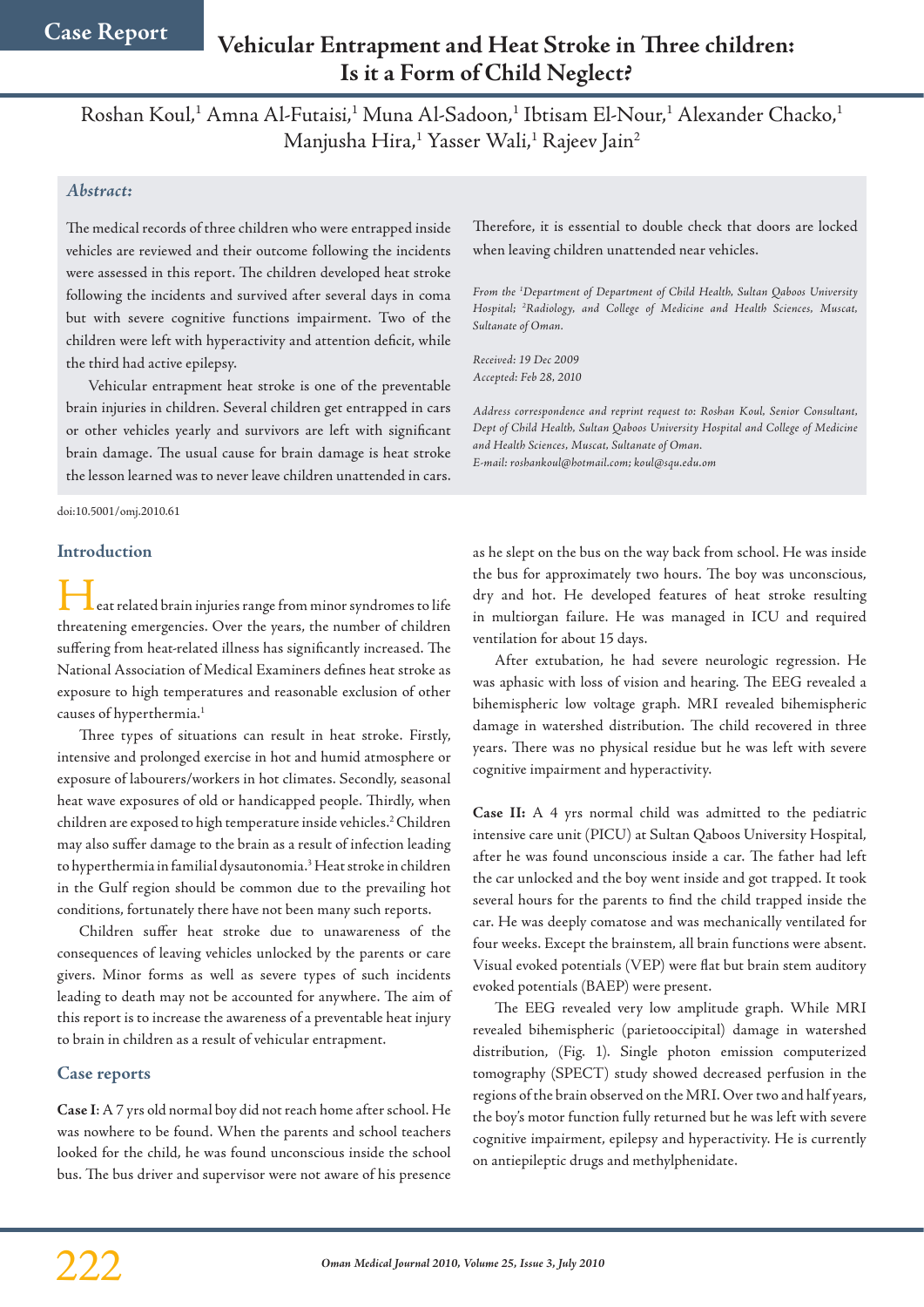Case Report

# Vehicular Entrapment and Heat Stroke in Three children: Is it a Form of Child Neglect?

Roshan Koul,[1] Amna Al-Futaisi,[1] Muna Al-Sadoon,[1] Ibtisam El-Nour,[1] Alexander Chacko,[1] Manjusha Hira,[1] Yasser Wali,[1] Rajeev Jain[2]

## *Abstract:*

The medical records of three children who were entrapped inside vehicles are reviewed and their outcome following the incidents were assessed in this report. The children developed heat stroke following the incidents and survived after several days in coma but with severe cognitive functions impairment. Two of the children were left with hyperactivity and attention deficit, while the third had active epilepsy.

Vehicular entrapment heat stroke is one of the preventable brain injuries in children. Several children get entrapped in cars or other vehicles yearly and survivors are left with significant brain damage. The usual cause for brain damage is heat stroke the lesson learned was to never leave children unattended in cars. Therefore, it is essential to double check that doors are locked when leaving children unattended near vehicles.

*From the [1]Department of Department of Child Health, Sultan Qaboos University Hospital; [2]Radiology, and College of Medicine and Health Sciences, Muscat, Sultanate of Oman.*

*Received: 19 Dec 2009*
*Accepted: Feb 28, 2010*

*Address correspondence and reprint request to: Roshan Koul, Senior Consultant, Dept of Child Health, Sultan Qaboos University Hospital and College of Medicine and Health Sciences, Muscat, Sultanate of Oman.*
*E-mail: roshankoul@hotmail.com; koul@squ.edu.om*

doi:10.5001/omj.2010.61

## Introduction

Heat related brain injuries range from minor syndromes to life threatening emergencies. Over the years, the number of children suffering from heat-related illness has significantly increased. The National Association of Medical Examiners defines heat stroke as exposure to high temperatures and reasonable exclusion of other causes of hyperthermia.[1]

Three types of situations can result in heat stroke. Firstly, intensive and prolonged exercise in hot and humid atmosphere or exposure of labourers/workers in hot climates. Secondly, seasonal heat wave exposures of old or handicapped people. Thirdly, when children are exposed to high temperature inside vehicles.[2] Children may also suffer damage to the brain as a result of infection leading to hyperthermia in familial dysautonomia.[3] Heat stroke in children in the Gulf region should be common due to the prevailing hot conditions, fortunately there have not been many such reports.

Children suffer heat stroke due to unawareness of the consequences of leaving vehicles unlocked by the parents or care givers. Minor forms as well as severe types of such incidents leading to death may not be accounted for anywhere. The aim of this report is to increase the awareness of a preventable heat injury to brain in children as a result of vehicular entrapment.

## Case reports

**Case I**: A 7 yrs old normal boy did not reach home after school. He was nowhere to be found. When the parents and school teachers looked for the child, he was found unconscious inside the school bus. The bus driver and supervisor were not aware of his presence as he slept on the bus on the way back from school. He was inside the bus for approximately two hours. The boy was unconscious, dry and hot. He developed features of heat stroke resulting in multiorgan failure. He was managed in ICU and required ventilation for about 15 days.

After extubation, he had severe neurologic regression. He was aphasic with loss of vision and hearing. The EEG revealed a bihemispheric low voltage graph. MRI revealed bihemispheric damage in watershed distribution. The child recovered in three years. There was no physical residue but he was left with severe cognitive impairment and hyperactivity.

**Case II:** A 4 yrs normal child was admitted to the pediatric intensive care unit (PICU) at Sultan Qaboos University Hospital, after he was found unconscious inside a car. The father had left the car unlocked and the boy went inside and got trapped. It took several hours for the parents to find the child trapped inside the car. He was deeply comatose and was mechanically ventilated for four weeks. Except the brainstem, all brain functions were absent. Visual evoked potentials (VEP) were flat but brain stem auditory evoked potentials (BAEP) were present.

The EEG revealed very low amplitude graph. While MRI revealed bihemispheric (parietooccipital) damage in watershed distribution, (Fig. 1). Single photon emission computerized tomography (SPECT) study showed decreased perfusion in the regions of the brain observed on the MRI. Over two and half years, the boy's motor function fully returned but he was left with severe cognitive impairment, epilepsy and hyperactivity. He is currently on antiepileptic drugs and methylphenidate.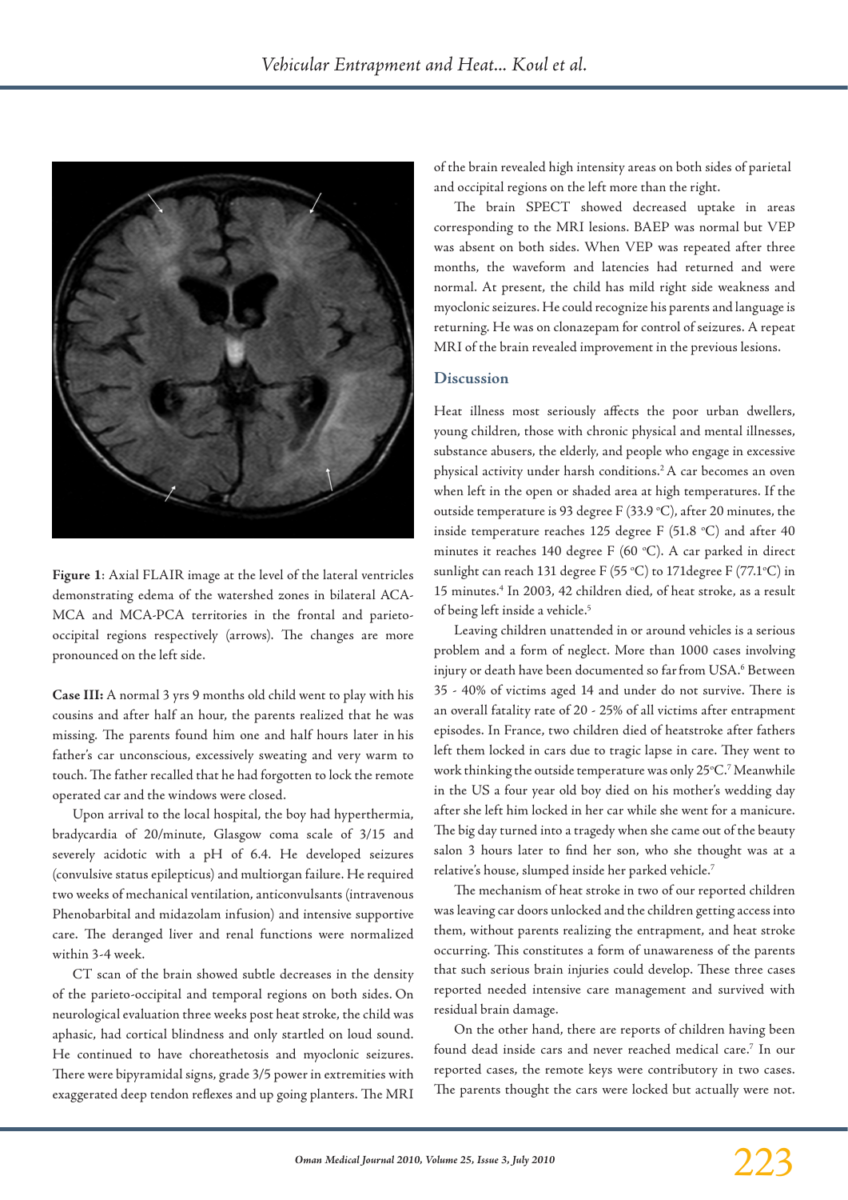**Figure 1**: Axial FLAIR image at the level of the lateral ventricles demonstrating edema of the watershed zones in bilateral ACA-MCA and MCA-PCA territories in the frontal and parieto-occipital regions respectively (arrows). The changes are more pronounced on the left side.

**Case III:** A normal 3 yrs 9 months old child went to play with his cousins and after half an hour, the parents realized that he was missing. The parents found him one and half hours later in his father's car unconscious, excessively sweating and very warm to touch. The father recalled that he had forgotten to lock the remote operated car and the windows were closed.

Upon arrival to the local hospital, the boy had hyperthermia, bradycardia of 20/minute, Glasgow coma scale of 3/15 and severely acidotic with a pH of 6.4. He developed seizures (convulsive status epilepticus) and multiorgan failure. He required two weeks of mechanical ventilation, anticonvulsants (intravenous Phenobarbital and midazolam infusion) and intensive supportive care. The deranged liver and renal functions were normalized within 3-4 week.

CT scan of the brain showed subtle decreases in the density of the parieto-occipital and temporal regions on both sides. On neurological evaluation three weeks post heat stroke, the child was aphasic, had cortical blindness and only startled on loud sound. He continued to have choreathetosis and myoclonic seizures. There were bipyramidal signs, grade 3/5 power in extremities with exaggerated deep tendon reflexes and up going planters. The MRI of the brain revealed high intensity areas on both sides of parietal and occipital regions on the left more than the right.

The brain SPECT showed decreased uptake in areas corresponding to the MRI lesions. BAEP was normal but VEP was absent on both sides. When VEP was repeated after three months, the waveform and latencies had returned and were normal. At present, the child has mild right side weakness and myoclonic seizures. He could recognize his parents and language is returning. He was on clonazepam for control of seizures. A repeat MRI of the brain revealed improvement in the previous lesions.

## Discussion

Heat illness most seriously affects the poor urban dwellers, young children, those with chronic physical and mental illnesses, substance abusers, the elderly, and people who engage in excessive physical activity under harsh conditions.[2] A car becomes an oven when left in the open or shaded area at high temperatures. If the outside temperature is 93 degree F (33.9 °C), after 20 minutes, the inside temperature reaches 125 degree F (51.8 °C) and after 40 minutes it reaches 140 degree F (60 °C). A car parked in direct sunlight can reach 131 degree F (55 °C) to 171degree F (77.1°C) in 15 minutes.[4] In 2003, 42 children died, of heat stroke, as a result of being left inside a vehicle.[5]

Leaving children unattended in or around vehicles is a serious problem and a form of neglect. More than 1000 cases involving injury or death have been documented so far from USA.[6] Between 35 - 40% of victims aged 14 and under do not survive. There is an overall fatality rate of 20 - 25% of all victims after entrapment episodes. In France, two children died of heatstroke after fathers left them locked in cars due to tragic lapse in care. They went to work thinking the outside temperature was only 25°C.[7] Meanwhile in the US a four year old boy died on his mother's wedding day after she left him locked in her car while she went for a manicure. The big day turned into a tragedy when she came out of the beauty salon 3 hours later to find her son, who she thought was at a relative's house, slumped inside her parked vehicle.[7]

The mechanism of heat stroke in two of our reported children was leaving car doors unlocked and the children getting access into them, without parents realizing the entrapment, and heat stroke occurring. This constitutes a form of unawareness of the parents that such serious brain injuries could develop. These three cases reported needed intensive care management and survived with residual brain damage.

On the other hand, there are reports of children having been found dead inside cars and never reached medical care.[7] In our reported cases, the remote keys were contributory in two cases. The parents thought the cars were locked but actually were not.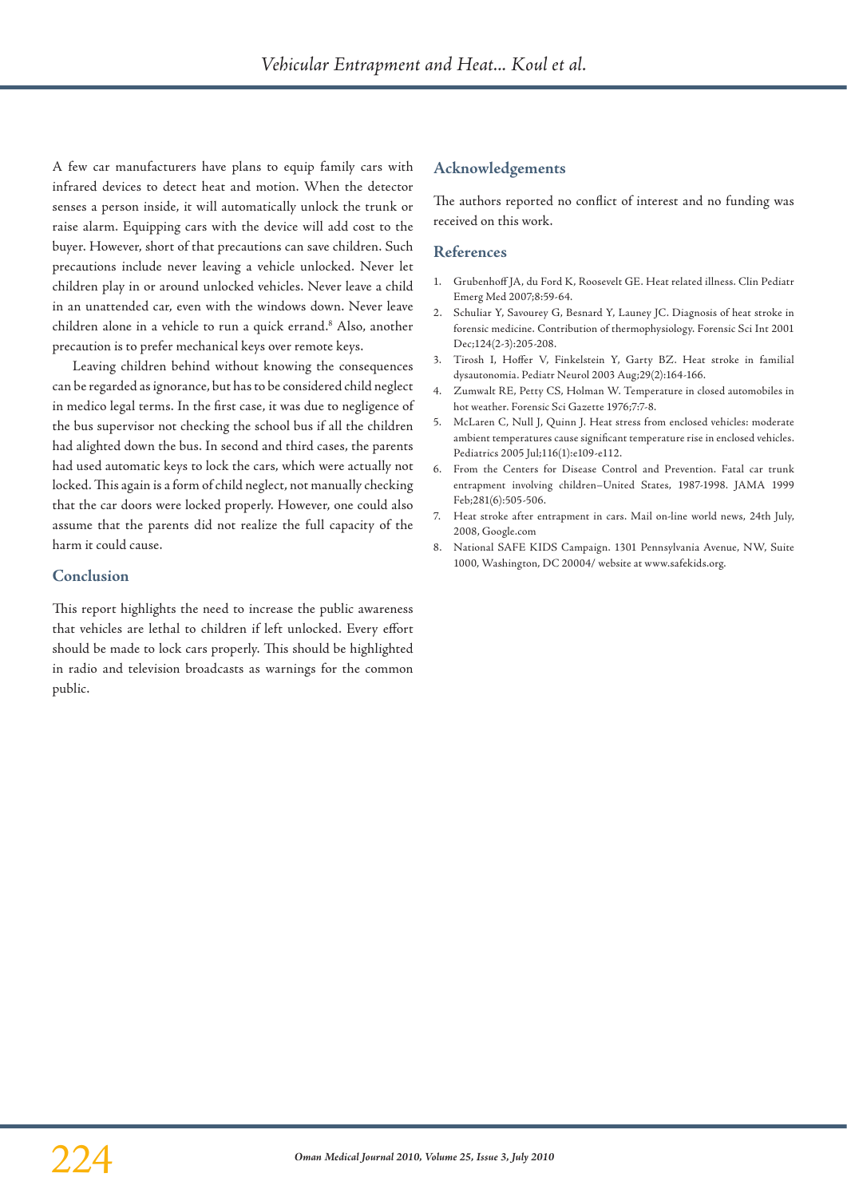A few car manufacturers have plans to equip family cars with infrared devices to detect heat and motion. When the detector senses a person inside, it will automatically unlock the trunk or raise alarm. Equipping cars with the device will add cost to the buyer. However, short of that precautions can save children. Such precautions include never leaving a vehicle unlocked. Never let children play in or around unlocked vehicles. Never leave a child in an unattended car, even with the windows down. Never leave children alone in a vehicle to run a quick errand.[8] Also, another precaution is to prefer mechanical keys over remote keys.

Leaving children behind without knowing the consequences can be regarded as ignorance, but has to be considered child neglect in medico legal terms. In the first case, it was due to negligence of the bus supervisor not checking the school bus if all the children had alighted down the bus. In second and third cases, the parents had used automatic keys to lock the cars, which were actually not locked. This again is a form of child neglect, not manually checking that the car doors were locked properly. However, one could also assume that the parents did not realize the full capacity of the harm it could cause.

## Conclusion

This report highlights the need to increase the public awareness that vehicles are lethal to children if left unlocked. Every effort should be made to lock cars properly. This should be highlighted in radio and television broadcasts as warnings for the common public.

## Acknowledgements

The authors reported no conflict of interest and no funding was received on this work.

## References

1. Grubenhoff JA, du Ford K, Roosevelt GE. Heat related illness. Clin Pediatr Emerg Med 2007;8:59-64.
2. Schuliar Y, Savourey G, Besnard Y, Launey JC. Diagnosis of heat stroke in forensic medicine. Contribution of thermophysiology. Forensic Sci Int 2001 Dec;124(2-3):205-208.
3. Tirosh I, Hoffer V, Finkelstein Y, Garty BZ. Heat stroke in familial dysautonomia. Pediatr Neurol 2003 Aug;29(2):164-166.
4. Zumwalt RE, Petty CS, Holman W. Temperature in closed automobiles in hot weather. Forensic Sci Gazette 1976;7:7-8.
5. McLaren C, Null J, Quinn J. Heat stress from enclosed vehicles: moderate ambient temperatures cause significant temperature rise in enclosed vehicles. Pediatrics 2005 Jul;116(1):e109-e112.
6. From the Centers for Disease Control and Prevention. Fatal car trunk entrapment involving children–United States, 1987-1998. JAMA 1999 Feb;281(6):505-506.
7. Heat stroke after entrapment in cars. Mail on-line world news, 24th July, 2008, Google.com
8. National SAFE KIDS Campaign. 1301 Pennsylvania Avenue, NW, Suite 1000, Washington, DC 20004/ website at www.safekids.org.